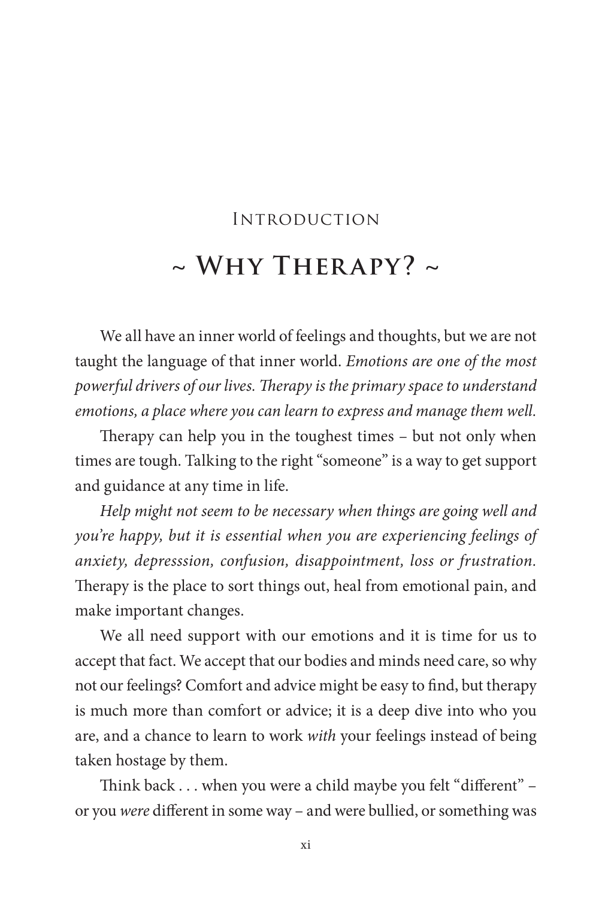## Introduction

# ~ Why Therapy? ~

We all have an inner world of feelings and thoughts, but we are not taught the language of that inner world. *Emotions are one of the most powerful drivers of our lives. Therapy is the primary space to understand emotions, a place where you can learn to express and manage them well.*

Therapy can help you in the toughest times – but not only when times are tough. Talking to the right "someone" is a way to get support and guidance at any time in life.

*Help might not seem to be necessary when things are going well and you're happy, but it is essential when you are experiencing feelings of anxiety, depresssion, confusion, disappointment, loss or frustration.* Therapy is the place to sort things out, heal from emotional pain, and make important changes.

We all need support with our emotions and it is time for us to accept that fact. We accept that our bodies and minds need care, so why not our feelings? Comfort and advice might be easy to find, but therapy is much more than comfort or advice; it is a deep dive into who you are, and a chance to learn to work *with* your feelings instead of being taken hostage by them.

Think back . . . when you were a child maybe you felt "different" – or you *were* different in some way – and were bullied, or something was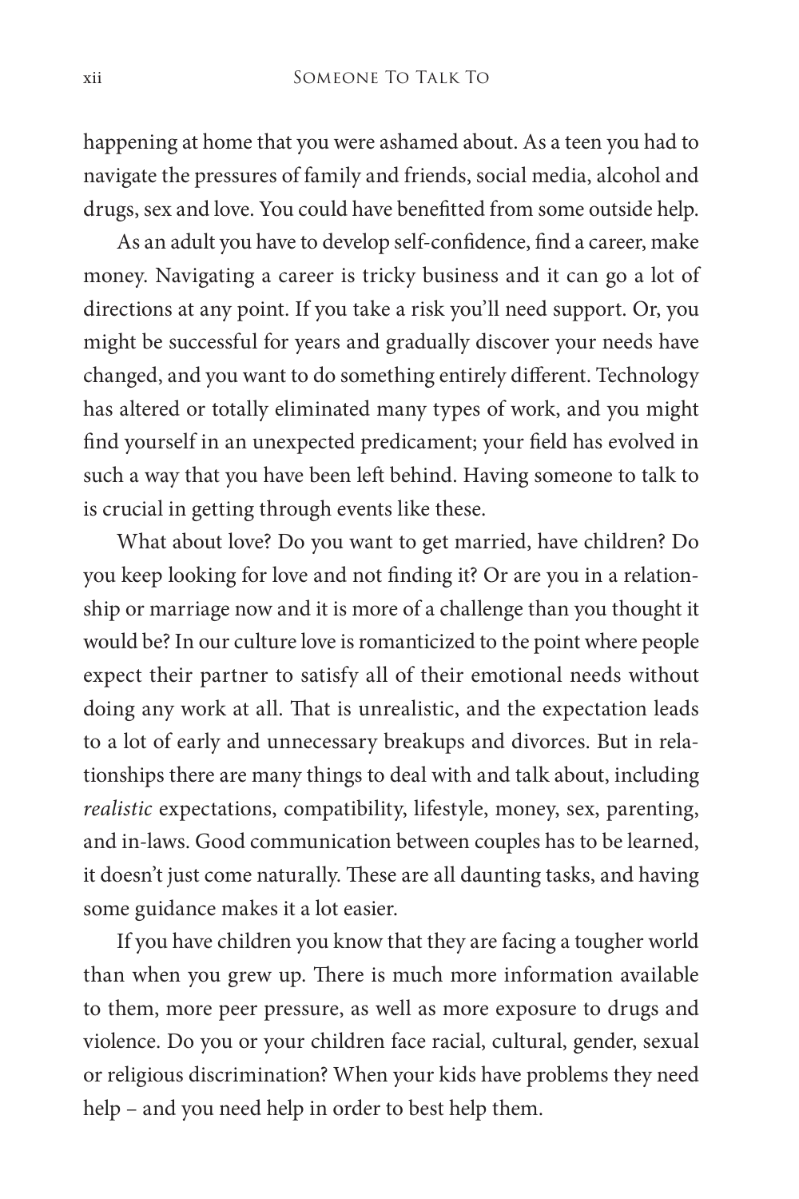happening at home that you were ashamed about. As a teen you had to navigate the pressures of family and friends, social media, alcohol and drugs, sex and love. You could have benefitted from some outside help.

As an adult you have to develop self-confidence, find a career, make money. Navigating a career is tricky business and it can go a lot of directions at any point. If you take a risk you'll need support. Or, you might be successful for years and gradually discover your needs have changed, and you want to do something entirely different. Technology has altered or totally eliminated many types of work, and you might find yourself in an unexpected predicament; your field has evolved in such a way that you have been left behind. Having someone to talk to is crucial in getting through events like these.

What about love? Do you want to get married, have children? Do you keep looking for love and not finding it? Or are you in a relationship or marriage now and it is more of a challenge than you thought it would be? In our culture love is romanticized to the point where people expect their partner to satisfy all of their emotional needs without doing any work at all. That is unrealistic, and the expectation leads to a lot of early and unnecessary breakups and divorces. But in relationships there are many things to deal with and talk about, including *realistic* expectations, compatibility, lifestyle, money, sex, parenting, and in-laws. Good communication between couples has to be learned, it doesn't just come naturally. These are all daunting tasks, and having some guidance makes it a lot easier.

If you have children you know that they are facing a tougher world than when you grew up. There is much more information available to them, more peer pressure, as well as more exposure to drugs and violence. Do you or your children face racial, cultural, gender, sexual or religious discrimination? When your kids have problems they need help – and you need help in order to best help them.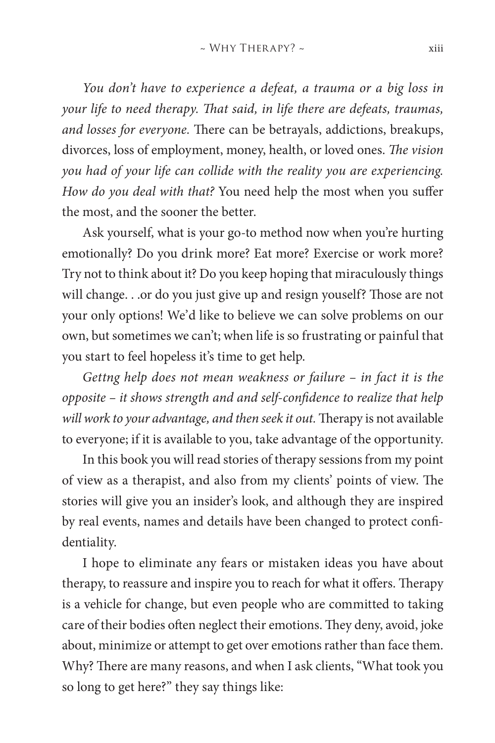*You don't have to experience a defeat, a trauma or a big loss in your life to need therapy. That said, in life there are defeats, traumas, and losses for everyone.* There can be betrayals, addictions, breakups, divorces, loss of employment, money, health, or loved ones. *The vision you had of your life can collide with the reality you are experiencing. How do you deal with that?* You need help the most when you suffer the most, and the sooner the better.

Ask yourself, what is your go-to method now when you're hurting emotionally? Do you drink more? Eat more? Exercise or work more? Try not to think about it? Do you keep hoping that miraculously things will change. . .or do you just give up and resign youself? Those are not your only options! We'd like to believe we can solve problems on our own, but sometimes we can't; when life is so frustrating or painful that you start to feel hopeless it's time to get help.

*Gettng help does not mean weakness or failure – in fact it is the opposite – it shows strength and and self-confidence to realize that help will work to your advantage, and then seek it out.* Therapy is not available to everyone; if it is available to you, take advantage of the opportunity.

In this book you will read stories of therapy sessions from my point of view as a therapist, and also from my clients' points of view. The stories will give you an insider's look, and although they are inspired by real events, names and details have been changed to protect confidentiality.

I hope to eliminate any fears or mistaken ideas you have about therapy, to reassure and inspire you to reach for what it offers. Therapy is a vehicle for change, but even people who are committed to taking care of their bodies often neglect their emotions. They deny, avoid, joke about, minimize or attempt to get over emotions rather than face them. Why? There are many reasons, and when I ask clients, "What took you so long to get here?" they say things like: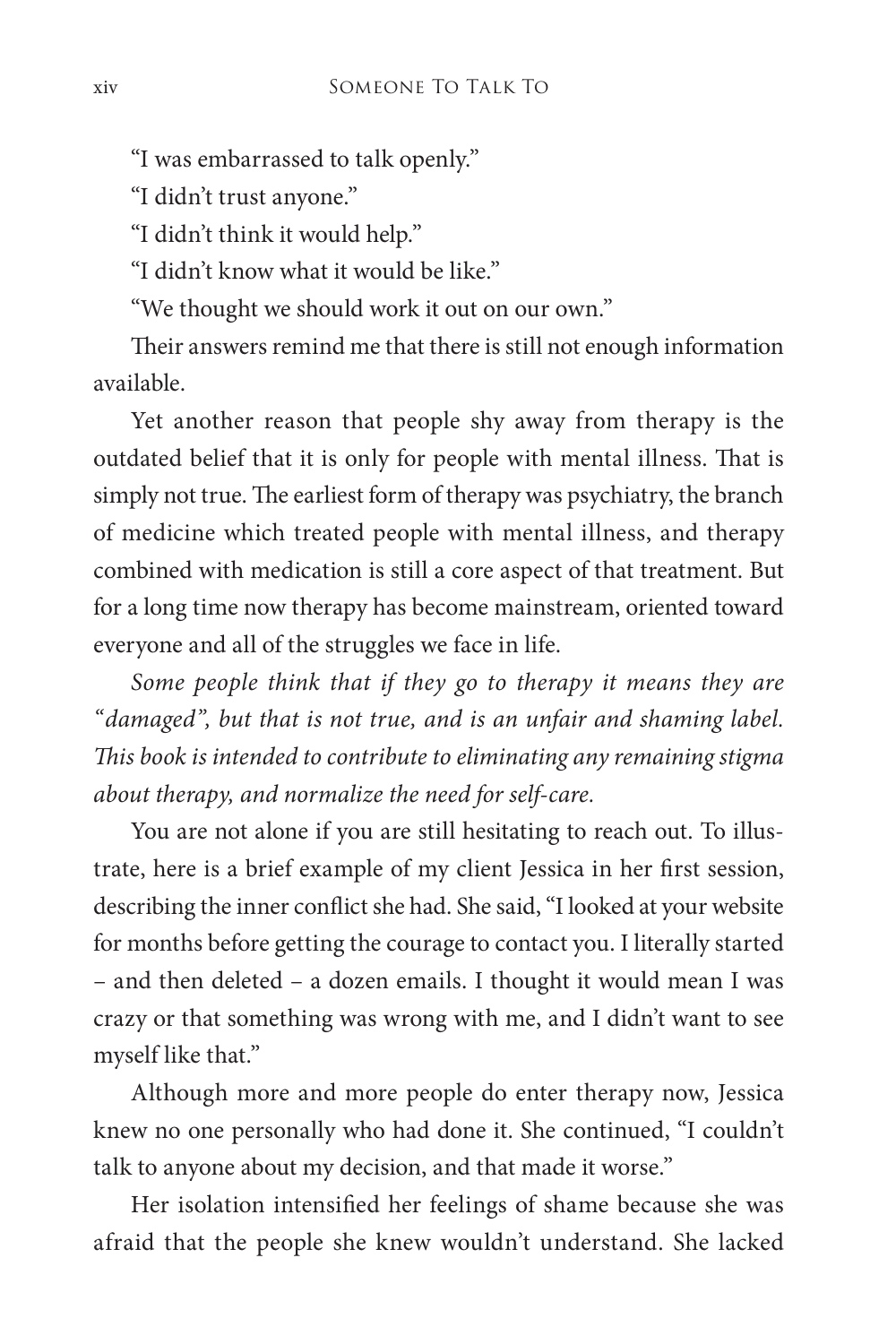"I was embarrassed to talk openly."

"I didn't trust anyone."

"I didn't think it would help."

"I didn't know what it would be like."

"We thought we should work it out on our own."

Their answers remind me that there is still not enough information available.

Yet another reason that people shy away from therapy is the outdated belief that it is only for people with mental illness. That is simply not true. The earliest form of therapy was psychiatry, the branch of medicine which treated people with mental illness, and therapy combined with medication is still a core aspect of that treatment. But for a long time now therapy has become mainstream, oriented toward everyone and all of the struggles we face in life.

*Some people think that if they go to therapy it means they are "damaged", but that is not true, and is an unfair and shaming label. This book is intended to contribute to eliminating any remaining stigma about therapy, and normalize the need for self-care.*

You are not alone if you are still hesitating to reach out. To illustrate, here is a brief example of my client Jessica in her first session, describing the inner conflict she had. She said, "I looked at your website for months before getting the courage to contact you. I literally started – and then deleted – a dozen emails. I thought it would mean I was crazy or that something was wrong with me, and I didn't want to see myself like that."

Although more and more people do enter therapy now, Jessica knew no one personally who had done it. She continued, "I couldn't talk to anyone about my decision, and that made it worse."

Her isolation intensified her feelings of shame because she was afraid that the people she knew wouldn't understand. She lacked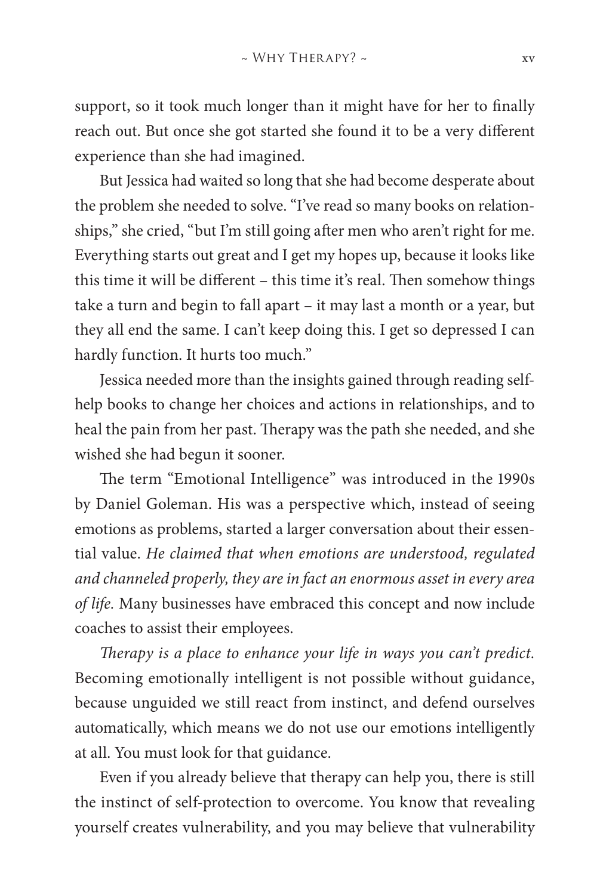support, so it took much longer than it might have for her to finally reach out. But once she got started she found it to be a very different experience than she had imagined.

But Jessica had waited so long that she had become desperate about the problem she needed to solve. "I've read so many books on relationships," she cried, "but I'm still going after men who aren't right for me. Everything starts out great and I get my hopes up, because it looks like this time it will be different – this time it's real. Then somehow things take a turn and begin to fall apart – it may last a month or a year, but they all end the same. I can't keep doing this. I get so depressed I can hardly function. It hurts too much."

Jessica needed more than the insights gained through reading self-help books to change her choices and actions in relationships, and to heal the pain from her past. Therapy was the path she needed, and she wished she had begun it sooner.

The term "Emotional Intelligence" was introduced in the 1990s by Daniel Goleman. His was a perspective which, instead of seeing emotions as problems, started a larger conversation about their essential value. *He claimed that when emotions are understood, regulated and channeled properly, they are in fact an enormous asset in every area of life.* Many businesses have embraced this concept and now include coaches to assist their employees.

*Therapy is a place to enhance your life in ways you can't predict.* Becoming emotionally intelligent is not possible without guidance, because unguided we still react from instinct, and defend ourselves automatically, which means we do not use our emotions intelligently at all. You must look for that guidance.

Even if you already believe that therapy can help you, there is still the instinct of self-protection to overcome. You know that revealing yourself creates vulnerability, and you may believe that vulnerability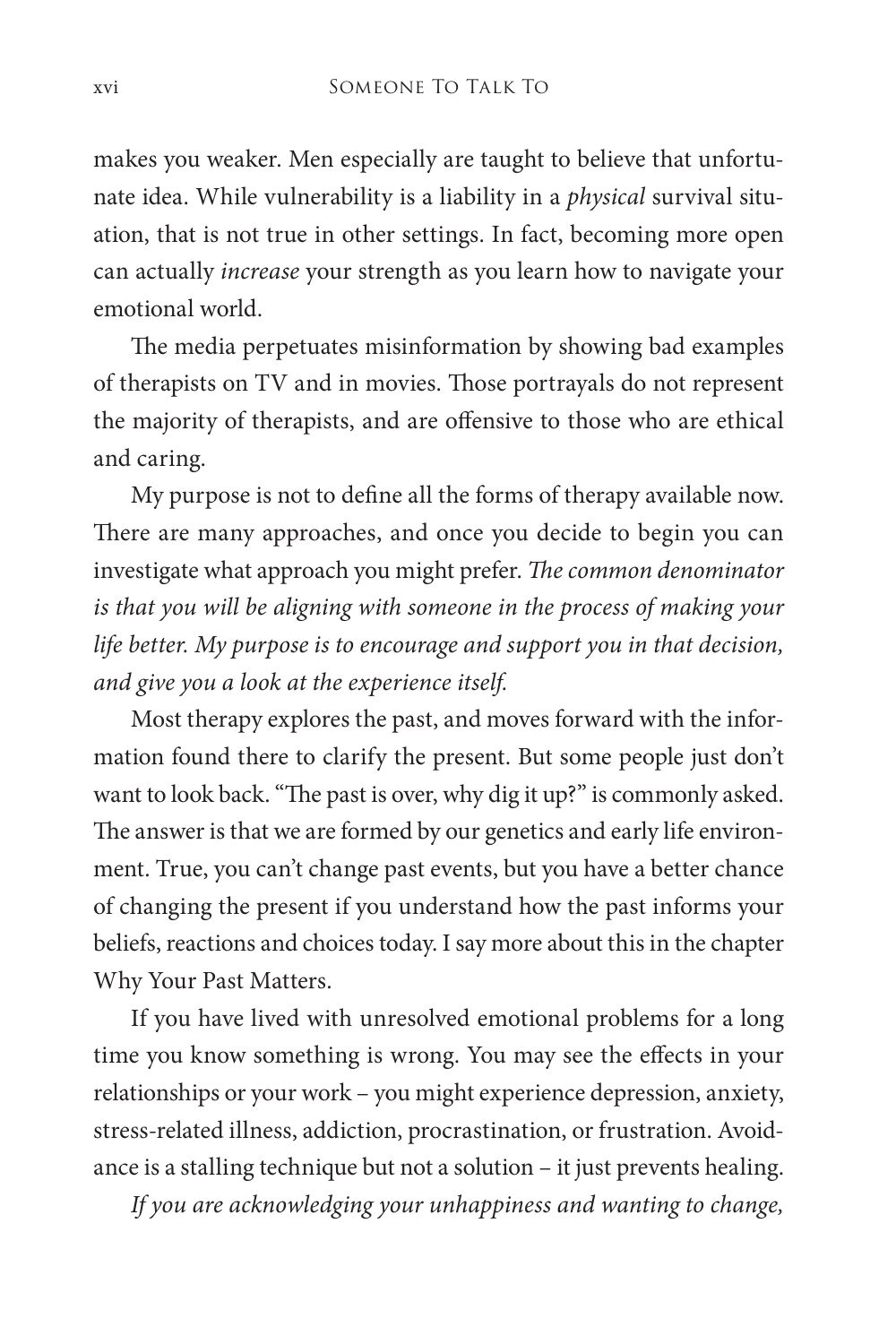makes you weaker. Men especially are taught to believe that unfortunate idea. While vulnerability is a liability in a *physical* survival situation, that is not true in other settings. In fact, becoming more open can actually *increase* your strength as you learn how to navigate your emotional world.

The media perpetuates misinformation by showing bad examples of therapists on TV and in movies. Those portrayals do not represent the majority of therapists, and are offensive to those who are ethical and caring.

My purpose is not to define all the forms of therapy available now. There are many approaches, and once you decide to begin you can investigate what approach you might prefer. *The common denominator is that you will be aligning with someone in the process of making your life better. My purpose is to encourage and support you in that decision, and give you a look at the experience itself.*

Most therapy explores the past, and moves forward with the information found there to clarify the present. But some people just don't want to look back. "The past is over, why dig it up?" is commonly asked. The answer is that we are formed by our genetics and early life environment. True, you can't change past events, but you have a better chance of changing the present if you understand how the past informs your beliefs, reactions and choices today. I say more about this in the chapter Why Your Past Matters.

If you have lived with unresolved emotional problems for a long time you know something is wrong. You may see the effects in your relationships or your work – you might experience depression, anxiety, stress-related illness, addiction, procrastination, or frustration. Avoidance is a stalling technique but not a solution – it just prevents healing.

*If you are acknowledging your unhappiness and wanting to change,*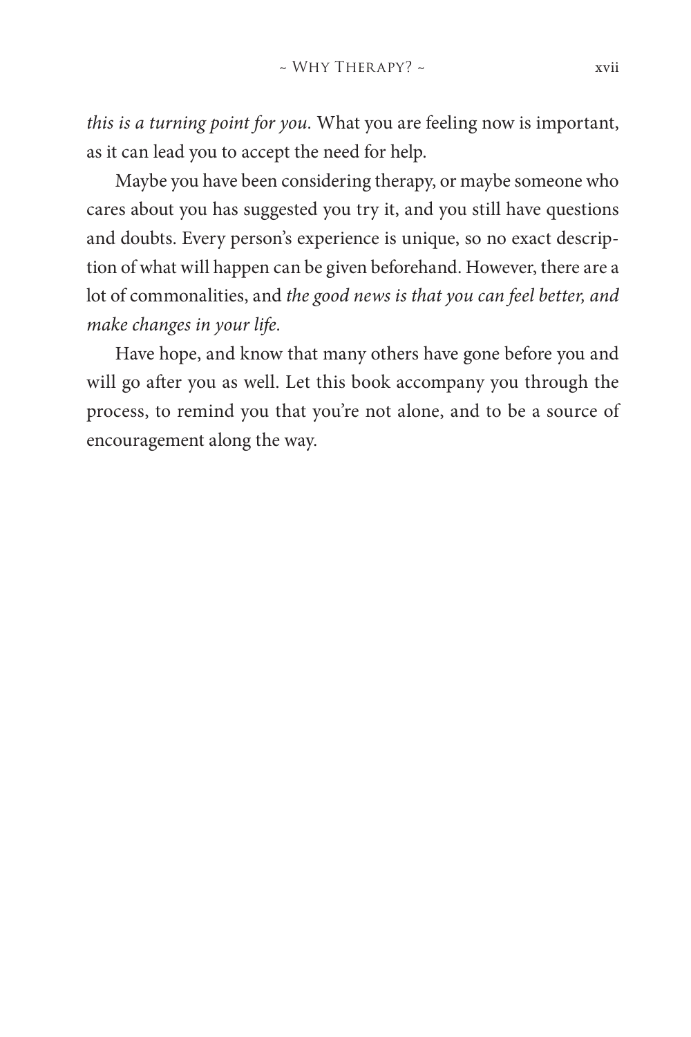*this is a turning point for you.* What you are feeling now is important, as it can lead you to accept the need for help.

Maybe you have been considering therapy, or maybe someone who cares about you has suggested you try it, and you still have questions and doubts. Every person's experience is unique, so no exact description of what will happen can be given beforehand. However, there are a lot of commonalities, and *the good news is that you can feel better, and make changes in your life.*

Have hope, and know that many others have gone before you and will go after you as well. Let this book accompany you through the process, to remind you that you're not alone, and to be a source of encouragement along the way.